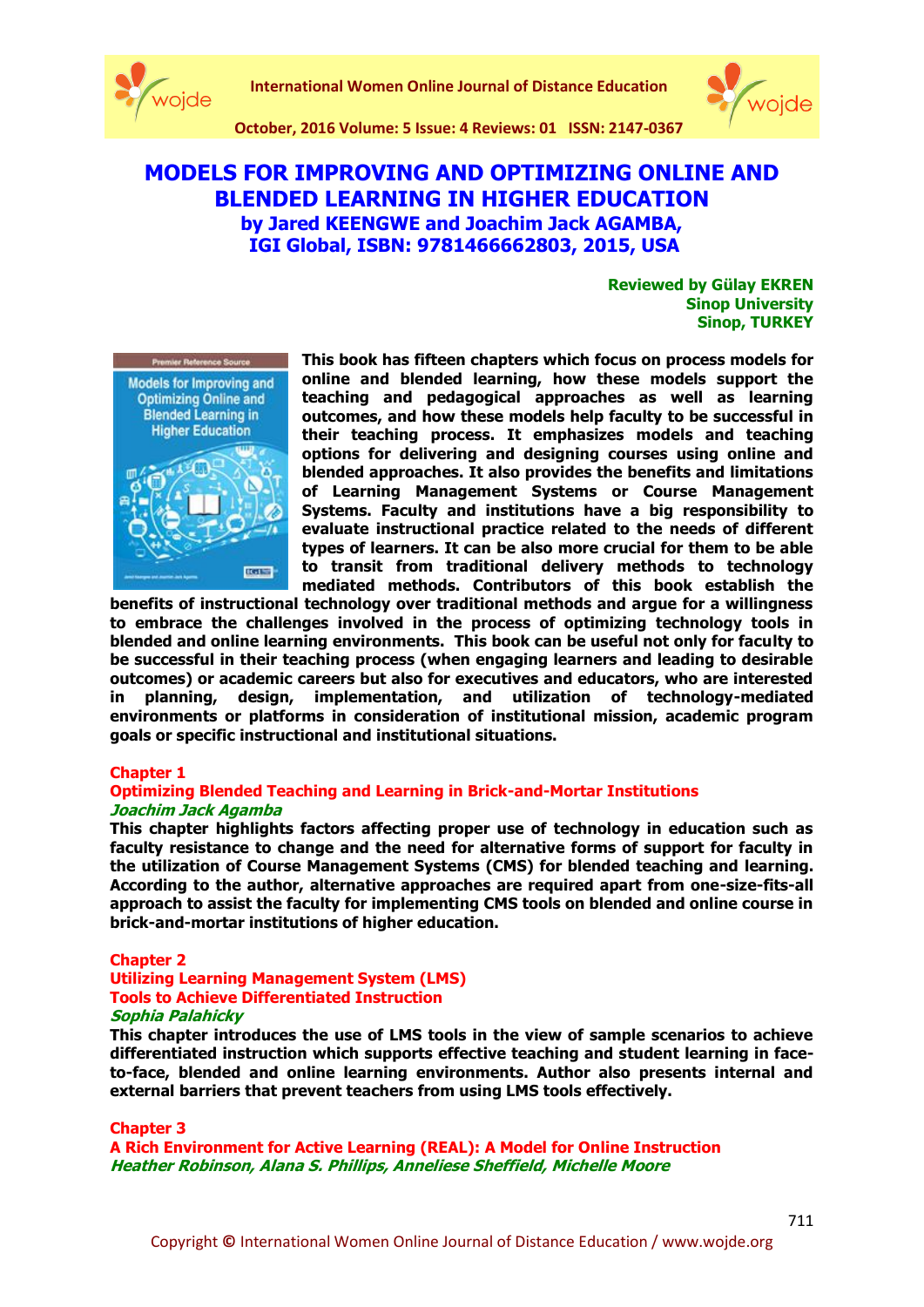# MODELS FOR IMPROVING AND OPTIMIZING ONLINE AND BLENDED LEARNING IN HIGHER EDUCATION

## by Jared KEENGWE and Joachim Jack AGAMBA, IGI Global, ISBN: 9781466662803, 2015, USA

**Reviewed by Gülay EKREN**
**Sinop University**
**Sinop, TURKEY**

**This book has fifteen chapters which focus on process models for online and blended learning, how these models support the teaching and pedagogical approaches as well as learning outcomes, and how these models help faculty to be successful in their teaching process. It emphasizes models and teaching options for delivering and designing courses using online and blended approaches. It also provides the benefits and limitations of Learning Management Systems or Course Management Systems. Faculty and institutions have a big responsibility to evaluate instructional practice related to the needs of different types of learners. It can be also more crucial for them to be able to transit from traditional delivery methods to technology mediated methods. Contributors of this book establish the benefits of instructional technology over traditional methods and argue for a willingness to embrace the challenges involved in the process of optimizing technology tools in blended and online learning environments. This book can be useful not only for faculty to be successful in their teaching process (when engaging learners and leading to desirable outcomes) or academic careers but also for executives and educators, who are interested in planning, design, implementation, and utilization of technology-mediated environments or platforms in consideration of institutional mission, academic program goals or specific instructional and institutional situations.**

### Chapter 1
### Optimizing Blended Teaching and Learning in Brick-and-Mortar Institutions

***Joachim Jack Agamba***

**This chapter highlights factors affecting proper use of technology in education such as faculty resistance to change and the need for alternative forms of support for faculty in the utilization of Course Management Systems (CMS) for blended teaching and learning. According to the author, alternative approaches are required apart from one-size-fits-all approach to assist the faculty for implementing CMS tools on blended and online course in brick-and-mortar institutions of higher education.**

### Chapter 2
### Utilizing Learning Management System (LMS) Tools to Achieve Differentiated Instruction

***Sophia Palahicky***

**This chapter introduces the use of LMS tools in the view of sample scenarios to achieve differentiated instruction which supports effective teaching and student learning in face-to-face, blended and online learning environments. Author also presents internal and external barriers that prevent teachers from using LMS tools effectively.**

### Chapter 3
### A Rich Environment for Active Learning (REAL): A Model for Online Instruction

***Heather Robinson, Alana S. Phillips, Anneliese Sheffield, Michelle Moore***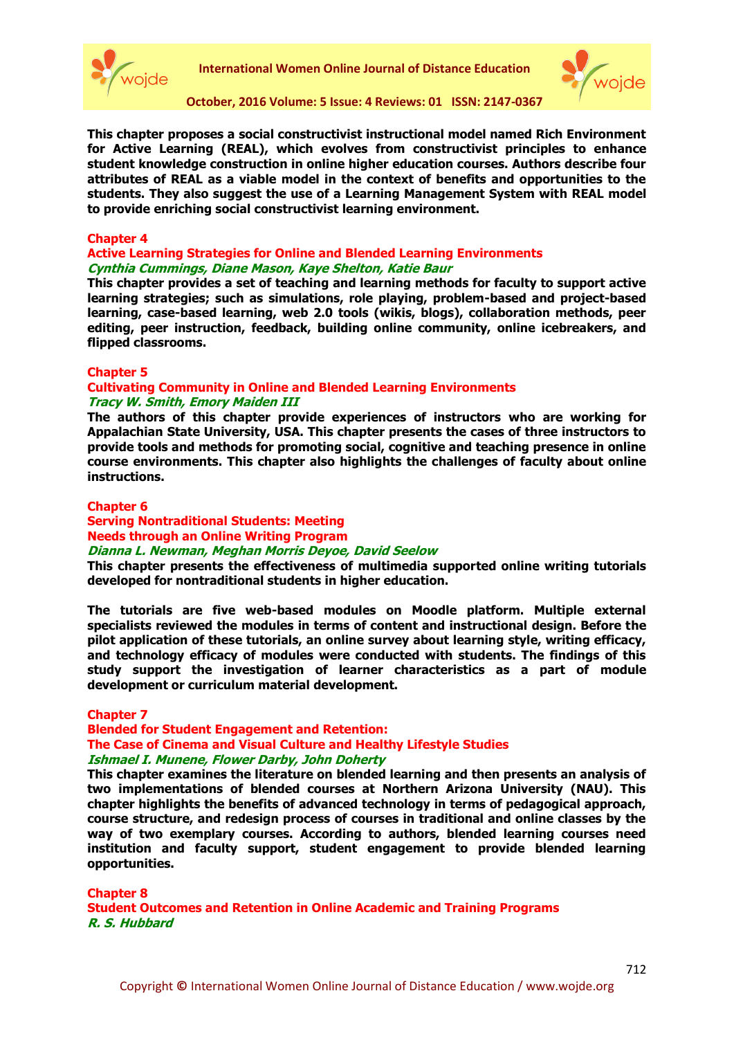**This chapter proposes a social constructivist instructional model named Rich Environment for Active Learning (REAL), which evolves from constructivist principles to enhance student knowledge construction in online higher education courses. Authors describe four attributes of REAL as a viable model in the context of benefits and opportunities to the students. They also suggest the use of a Learning Management System with REAL model to provide enriching social constructivist learning environment.**

### Chapter 4
### Active Learning Strategies for Online and Blended Learning Environments
***Cynthia Cummings, Diane Mason, Kaye Shelton, Katie Baur***

**This chapter provides a set of teaching and learning methods for faculty to support active learning strategies; such as simulations, role playing, problem-based and project-based learning, case-based learning, web 2.0 tools (wikis, blogs), collaboration methods, peer editing, peer instruction, feedback, building online community, online icebreakers, and flipped classrooms.**

### Chapter 5
### Cultivating Community in Online and Blended Learning Environments
***Tracy W. Smith, Emory Maiden III***

**The authors of this chapter provide experiences of instructors who are working for Appalachian State University, USA. This chapter presents the cases of three instructors to provide tools and methods for promoting social, cognitive and teaching presence in online course environments. This chapter also highlights the challenges of faculty about online instructions.**

### Chapter 6
### Serving Nontraditional Students: Meeting Needs through an Online Writing Program
***Dianna L. Newman, Meghan Morris Deyoe, David Seelow***

**This chapter presents the effectiveness of multimedia supported online writing tutorials developed for nontraditional students in higher education.**

**The tutorials are five web-based modules on Moodle platform. Multiple external specialists reviewed the modules in terms of content and instructional design. Before the pilot application of these tutorials, an online survey about learning style, writing efficacy, and technology efficacy of modules were conducted with students. The findings of this study support the investigation of learner characteristics as a part of module development or curriculum material development.**

### Chapter 7
### Blended for Student Engagement and Retention: The Case of Cinema and Visual Culture and Healthy Lifestyle Studies
***Ishmael I. Munene, Flower Darby, John Doherty***

**This chapter examines the literature on blended learning and then presents an analysis of two implementations of blended courses at Northern Arizona University (NAU). This chapter highlights the benefits of advanced technology in terms of pedagogical approach, course structure, and redesign process of courses in traditional and online classes by the way of two exemplary courses. According to authors, blended learning courses need institution and faculty support, student engagement to provide blended learning opportunities.**

### Chapter 8
### Student Outcomes and Retention in Online Academic and Training Programs
***R. S. Hubbard***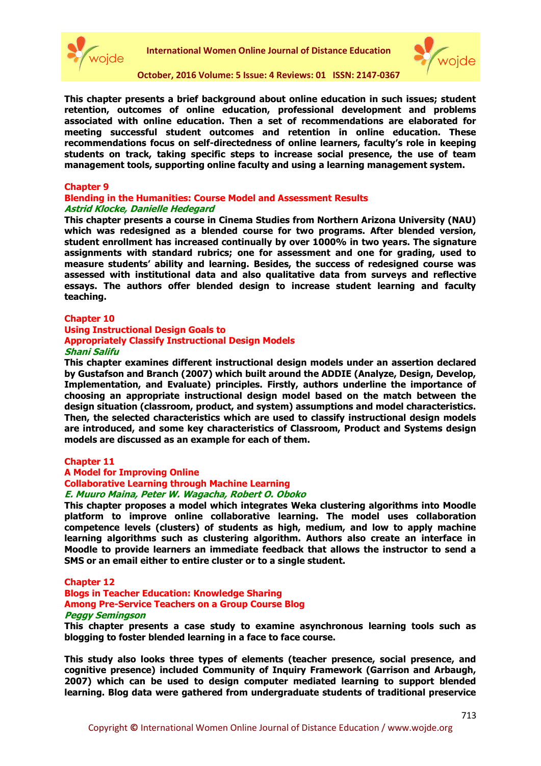**This chapter presents a brief background about online education in such issues; student retention, outcomes of online education, professional development and problems associated with online education. Then a set of recommendations are elaborated for meeting successful student outcomes and retention in online education. These recommendations focus on self-directedness of online learners, faculty's role in keeping students on track, taking specific steps to increase social presence, the use of team management tools, supporting online faculty and using a learning management system.**

### Chapter 9
### Blending in the Humanities: Course Model and Assessment Results
***Astrid Klocke, Danielle Hedegard***

**This chapter presents a course in Cinema Studies from Northern Arizona University (NAU) which was redesigned as a blended course for two programs. After blended version, student enrollment has increased continually by over 1000% in two years. The signature assignments with standard rubrics; one for assessment and one for grading, used to measure students' ability and learning. Besides, the success of redesigned course was assessed with institutional data and also qualitative data from surveys and reflective essays. The authors offer blended design to increase student learning and faculty teaching.**

### Chapter 10
### Using Instructional Design Goals to Appropriately Classify Instructional Design Models
***Shani Salifu***

**This chapter examines different instructional design models under an assertion declared by Gustafson and Branch (2007) which built around the ADDIE (Analyze, Design, Develop, Implementation, and Evaluate) principles. Firstly, authors underline the importance of choosing an appropriate instructional design model based on the match between the design situation (classroom, product, and system) assumptions and model characteristics. Then, the selected characteristics which are used to classify instructional design models are introduced, and some key characteristics of Classroom, Product and Systems design models are discussed as an example for each of them.**

### Chapter 11
### A Model for Improving Online Collaborative Learning through Machine Learning
***E. Muuro Maina, Peter W. Wagacha, Robert O. Oboko***

**This chapter proposes a model which integrates Weka clustering algorithms into Moodle platform to improve online collaborative learning. The model uses collaboration competence levels (clusters) of students as high, medium, and low to apply machine learning algorithms such as clustering algorithm. Authors also create an interface in Moodle to provide learners an immediate feedback that allows the instructor to send a SMS or an email either to entire cluster or to a single student.**

### Chapter 12
### Blogs in Teacher Education: Knowledge Sharing Among Pre-Service Teachers on a Group Course Blog
***Peggy Semingson***

**This chapter presents a case study to examine asynchronous learning tools such as blogging to foster blended learning in a face to face course.**

**This study also looks three types of elements (teacher presence, social presence, and cognitive presence) included Community of Inquiry Framework (Garrison and Arbaugh, 2007) which can be used to design computer mediated learning to support blended learning. Blog data were gathered from undergraduate students of traditional preservice**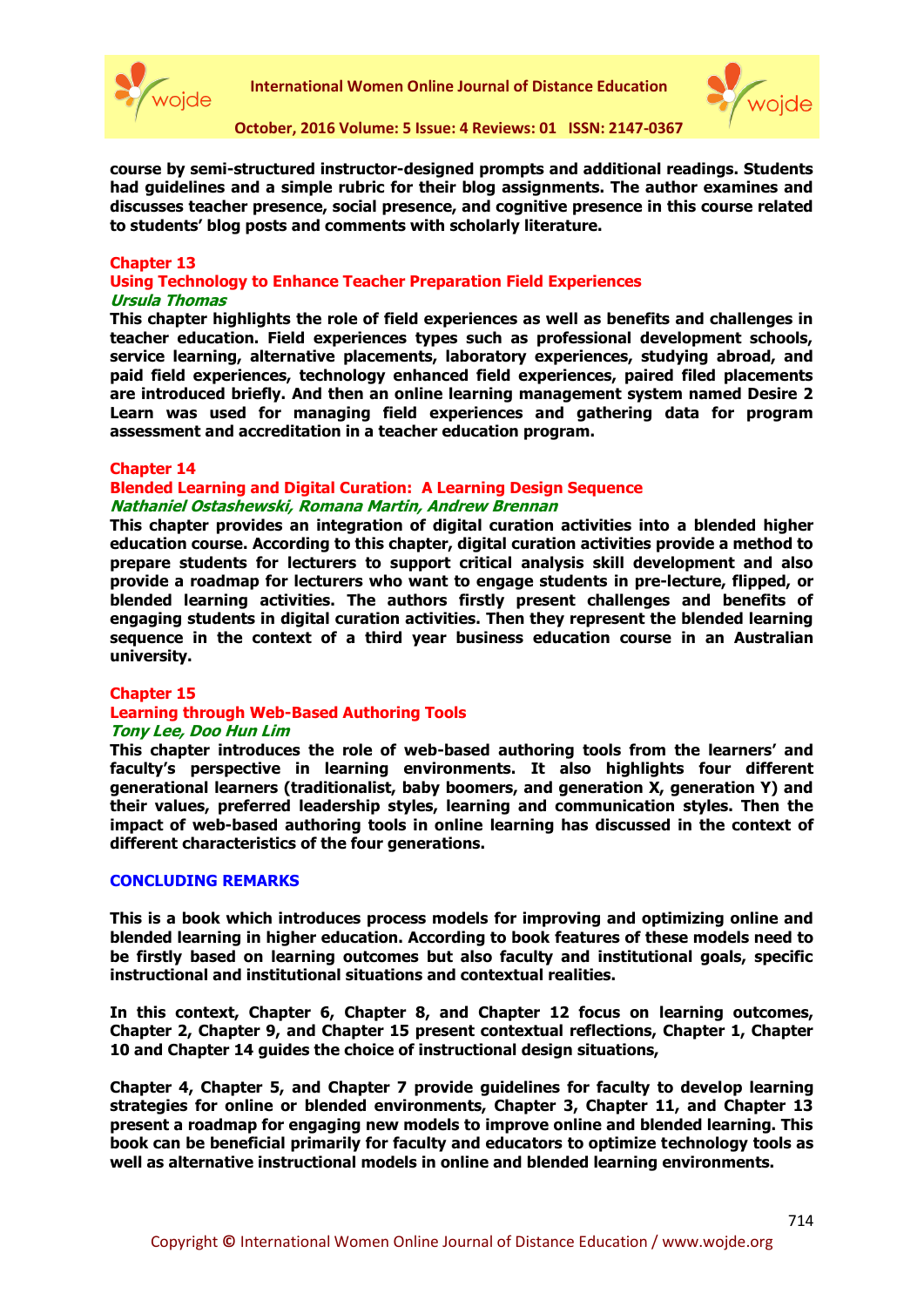**course by semi-structured instructor-designed prompts and additional readings. Students had guidelines and a simple rubric for their blog assignments. The author examines and discusses teacher presence, social presence, and cognitive presence in this course related to students' blog posts and comments with scholarly literature.**

### Chapter 13

### Using Technology to Enhance Teacher Preparation Field Experiences

***Ursula Thomas***

**This chapter highlights the role of field experiences as well as benefits and challenges in teacher education. Field experiences types such as professional development schools, service learning, alternative placements, laboratory experiences, studying abroad, and paid field experiences, technology enhanced field experiences, paired filed placements are introduced briefly. And then an online learning management system named Desire 2 Learn was used for managing field experiences and gathering data for program assessment and accreditation in a teacher education program.**

### Chapter 14

### Blended Learning and Digital Curation: A Learning Design Sequence

***Nathaniel Ostashewski, Romana Martin, Andrew Brennan***

**This chapter provides an integration of digital curation activities into a blended higher education course. According to this chapter, digital curation activities provide a method to prepare students for lecturers to support critical analysis skill development and also provide a roadmap for lecturers who want to engage students in pre-lecture, flipped, or blended learning activities. The authors firstly present challenges and benefits of engaging students in digital curation activities. Then they represent the blended learning sequence in the context of a third year business education course in an Australian university.**

### Chapter 15

### Learning through Web-Based Authoring Tools

***Tony Lee, Doo Hun Lim***

**This chapter introduces the role of web-based authoring tools from the learners' and faculty's perspective in learning environments. It also highlights four different generational learners (traditionalist, baby boomers, and generation X, generation Y) and their values, preferred leadership styles, learning and communication styles. Then the impact of web-based authoring tools in online learning has discussed in the context of different characteristics of the four generations.**

## CONCLUDING REMARKS

**This is a book which introduces process models for improving and optimizing online and blended learning in higher education. According to book features of these models need to be firstly based on learning outcomes but also faculty and institutional goals, specific instructional and institutional situations and contextual realities.**

**In this context, Chapter 6, Chapter 8, and Chapter 12 focus on learning outcomes, Chapter 2, Chapter 9, and Chapter 15 present contextual reflections, Chapter 1, Chapter 10 and Chapter 14 guides the choice of instructional design situations,**

**Chapter 4, Chapter 5, and Chapter 7 provide guidelines for faculty to develop learning strategies for online or blended environments, Chapter 3, Chapter 11, and Chapter 13 present a roadmap for engaging new models to improve online and blended learning. This book can be beneficial primarily for faculty and educators to optimize technology tools as well as alternative instructional models in online and blended learning environments.**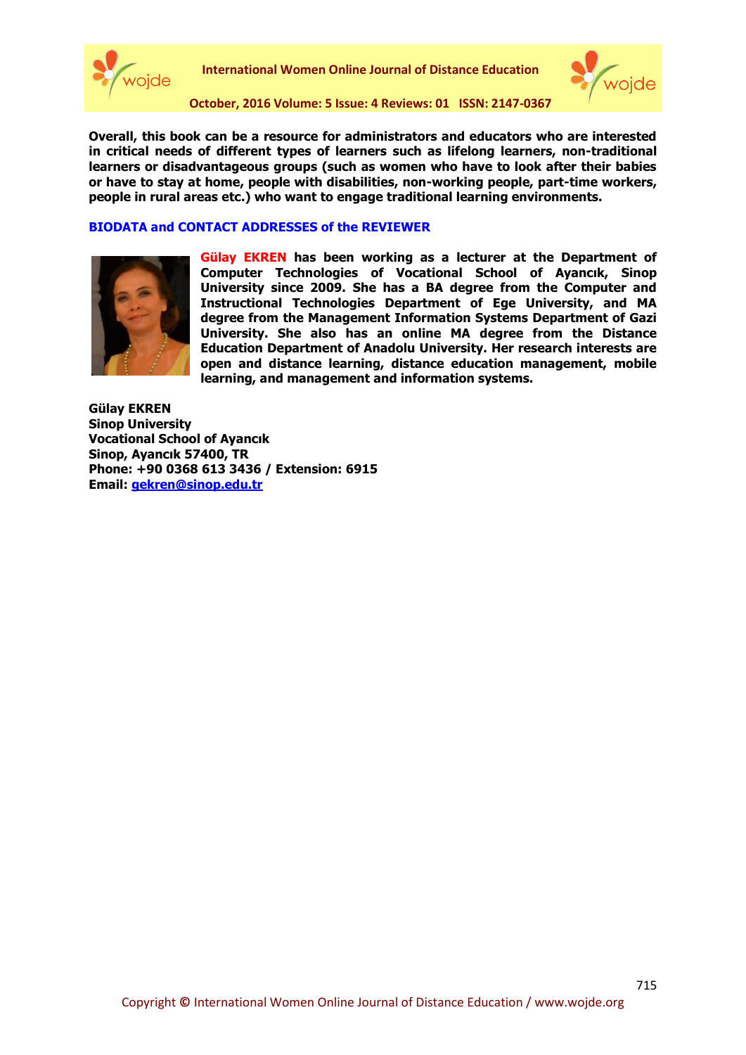**Overall, this book can be a resource for administrators and educators who are interested in critical needs of different types of learners such as lifelong learners, non-traditional learners or disadvantageous groups (such as women who have to look after their babies or have to stay at home, people with disabilities, non-working people, part-time workers, people in rural areas etc.) who want to engage traditional learning environments.**

## BIODATA and CONTACT ADDRESSES of the REVIEWER

**Gülay EKREN has been working as a lecturer at the Department of Computer Technologies of Vocational School of Ayancık, Sinop University since 2009. She has a BA degree from the Computer and Instructional Technologies Department of Ege University, and MA degree from the Management Information Systems Department of Gazi University. She also has an online MA degree from the Distance Education Department of Anadolu University. Her research interests are open and distance learning, distance education management, mobile learning, and management and information systems.**

**Gülay EKREN**
**Sinop University**
**Vocational School of Ayancık**
**Sinop, Ayancık 57400, TR**
**Phone: +90 0368 613 3436 / Extension: 6915**
**Email: gekren@sinop.edu.tr**